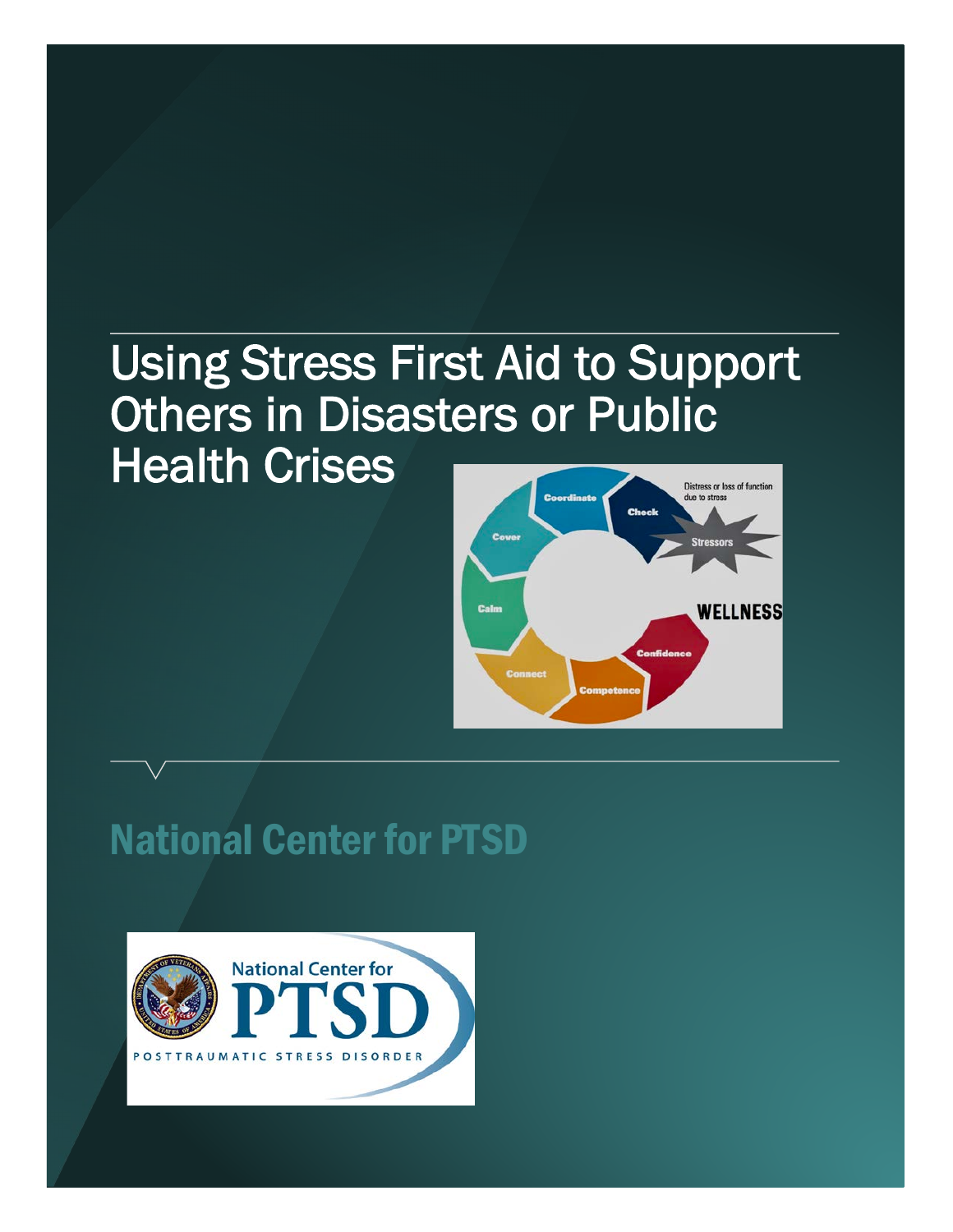# Using Stress First Aid to Support Others in Disasters or Public Health Crises

## National Center for PTSD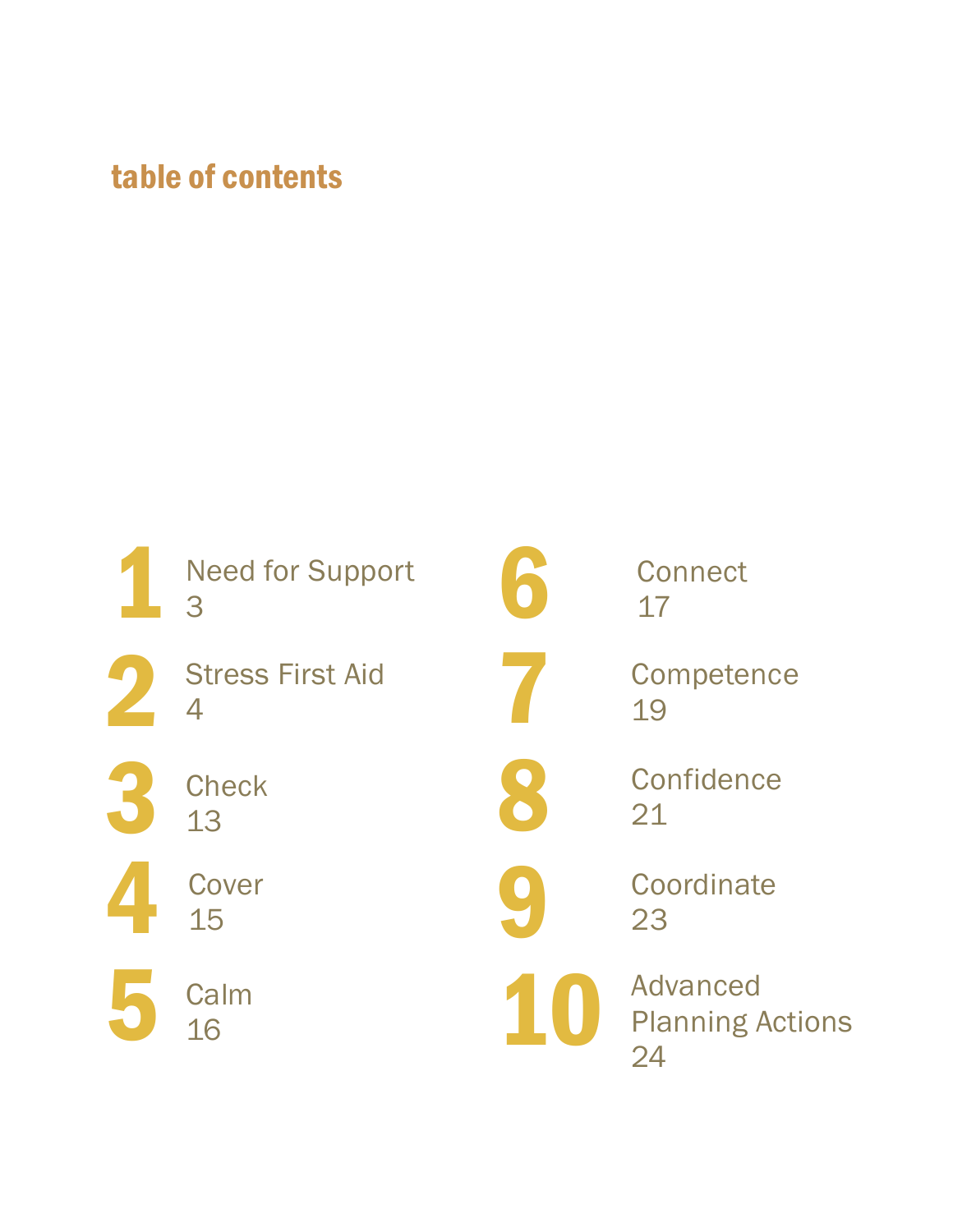## table of contents

1. Need for Support — 3
2. Stress First Aid — 4
3. Check — 13
4. Cover — 15
5. Calm — 16
6. Connect — 17
7. Competence — 19
8. Confidence — 21
9. Coordinate — 23
10. Advanced Planning Actions — 24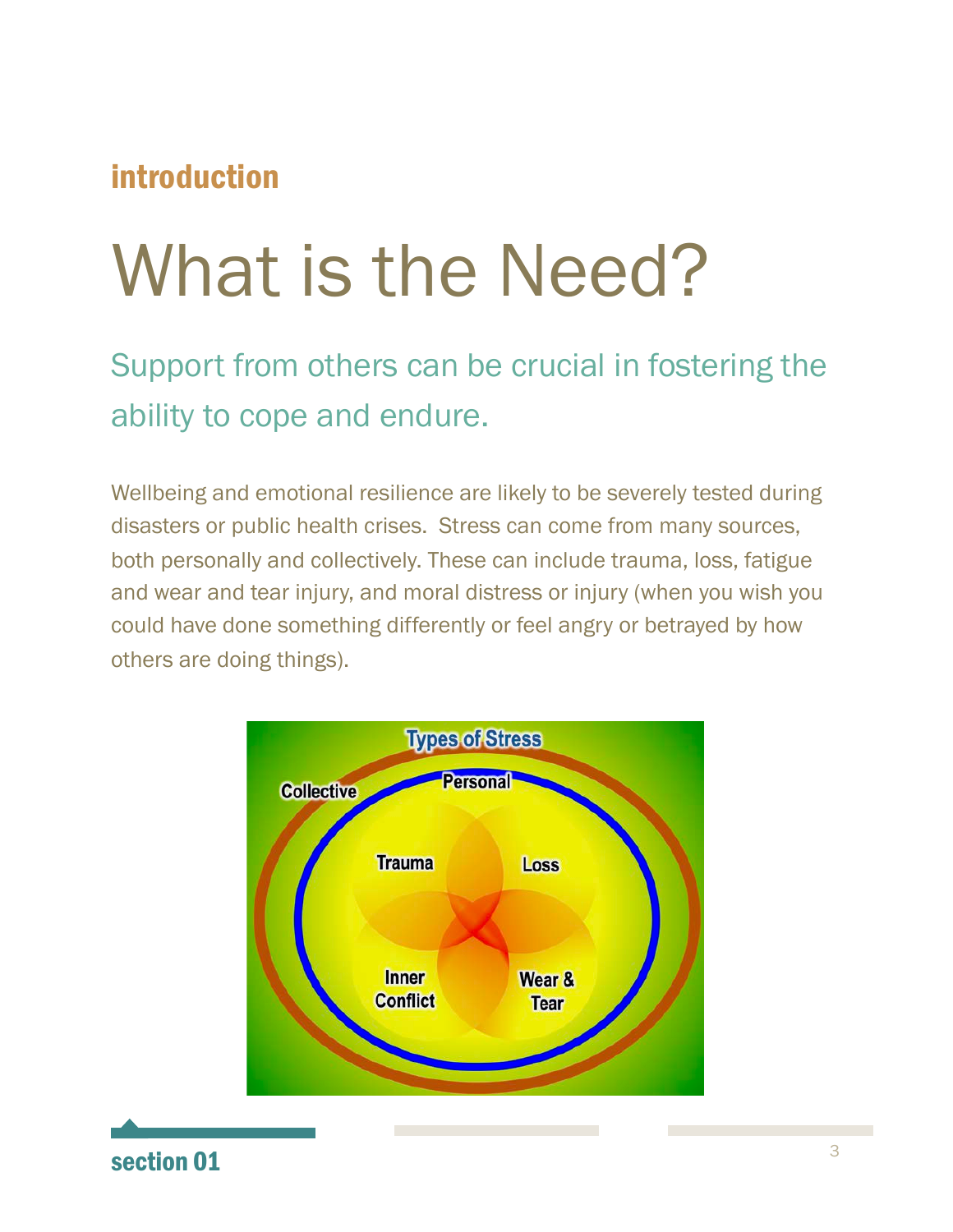introduction

# What is the Need?

## Support from others can be crucial in fostering the ability to cope and endure.

Wellbeing and emotional resilience are likely to be severely tested during disasters or public health crises. Stress can come from many sources, both personally and collectively. These can include trauma, loss, fatigue and wear and tear injury, and moral distress or injury (when you wish you could have done something differently or feel angry or betrayed by how others are doing things).

Types of Stress

Collective

Personal

Trauma

Loss

Inner Conflict

Wear & Tear

section 01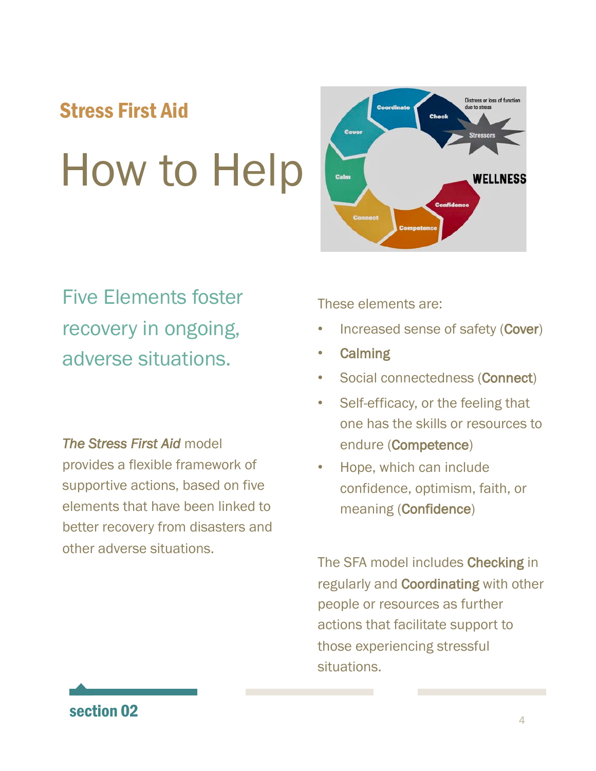## Stress First Aid

# How to Help

Five Elements foster recovery in ongoing, adverse situations.

***The Stress First Aid*** model provides a flexible framework of supportive actions, based on five elements that have been linked to better recovery from disasters and other adverse situations.

These elements are:

- Increased sense of safety (**Cover**)
- **Calming**
- Social connectedness (**Connect**)
- Self-efficacy, or the feeling that one has the skills or resources to endure (**Competence**)
- Hope, which can include confidence, optimism, faith, or meaning (**Confidence**)

The SFA model includes **Checking** in regularly and **Coordinating** with other people or resources as further actions that facilitate support to those experiencing stressful situations.

section 02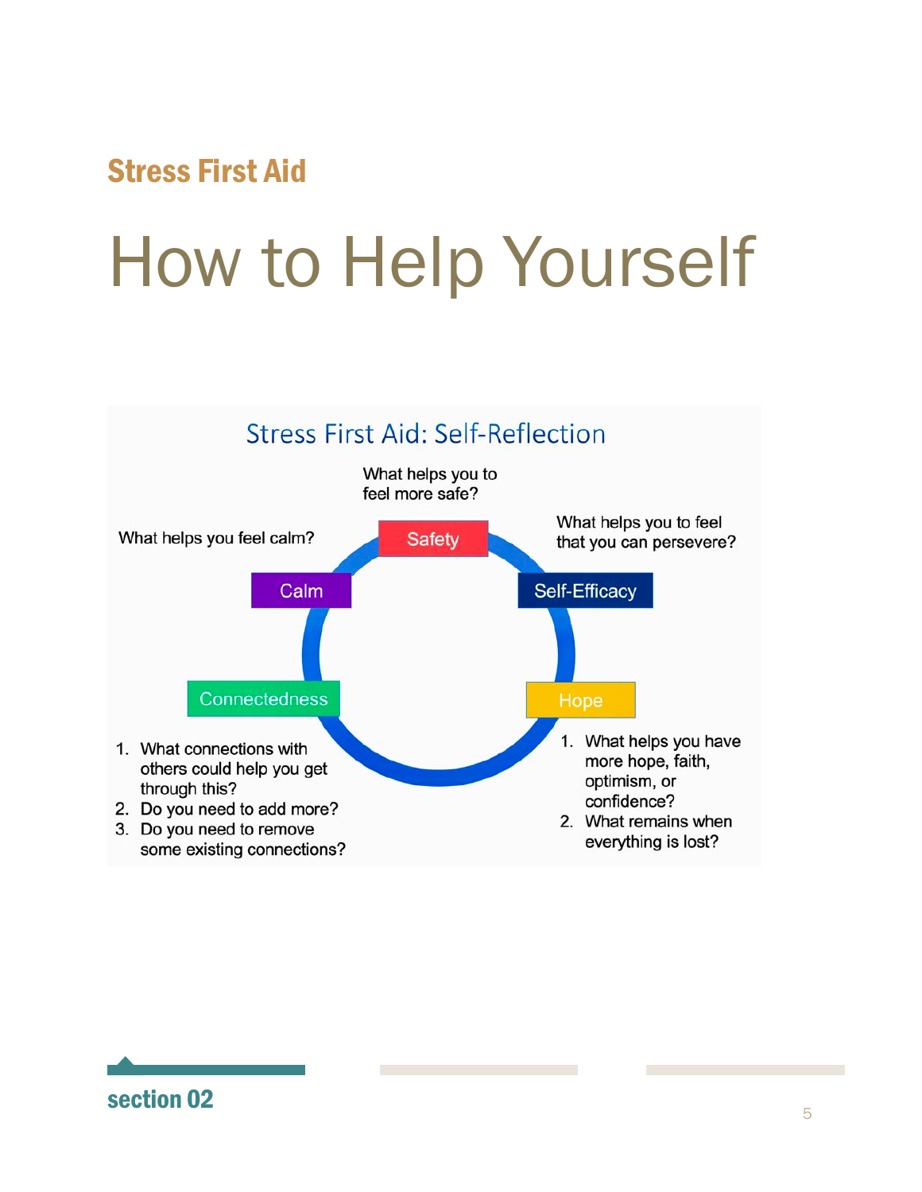## Stress First Aid

# How to Help Yourself

### Stress First Aid: Self-Reflection

**Safety**
What helps you to feel more safe?

**Self-Efficacy**
What helps you to feel that you can persevere?

**Hope**
1. What helps you have more hope, faith, optimism, or confidence?
2. What remains when everything is lost?

**Connectedness**
1. What connections with others could help you get through this?
2. Do you need to add more?
3. Do you need to remove some existing connections?

**Calm**
What helps you feel calm?

**section 02**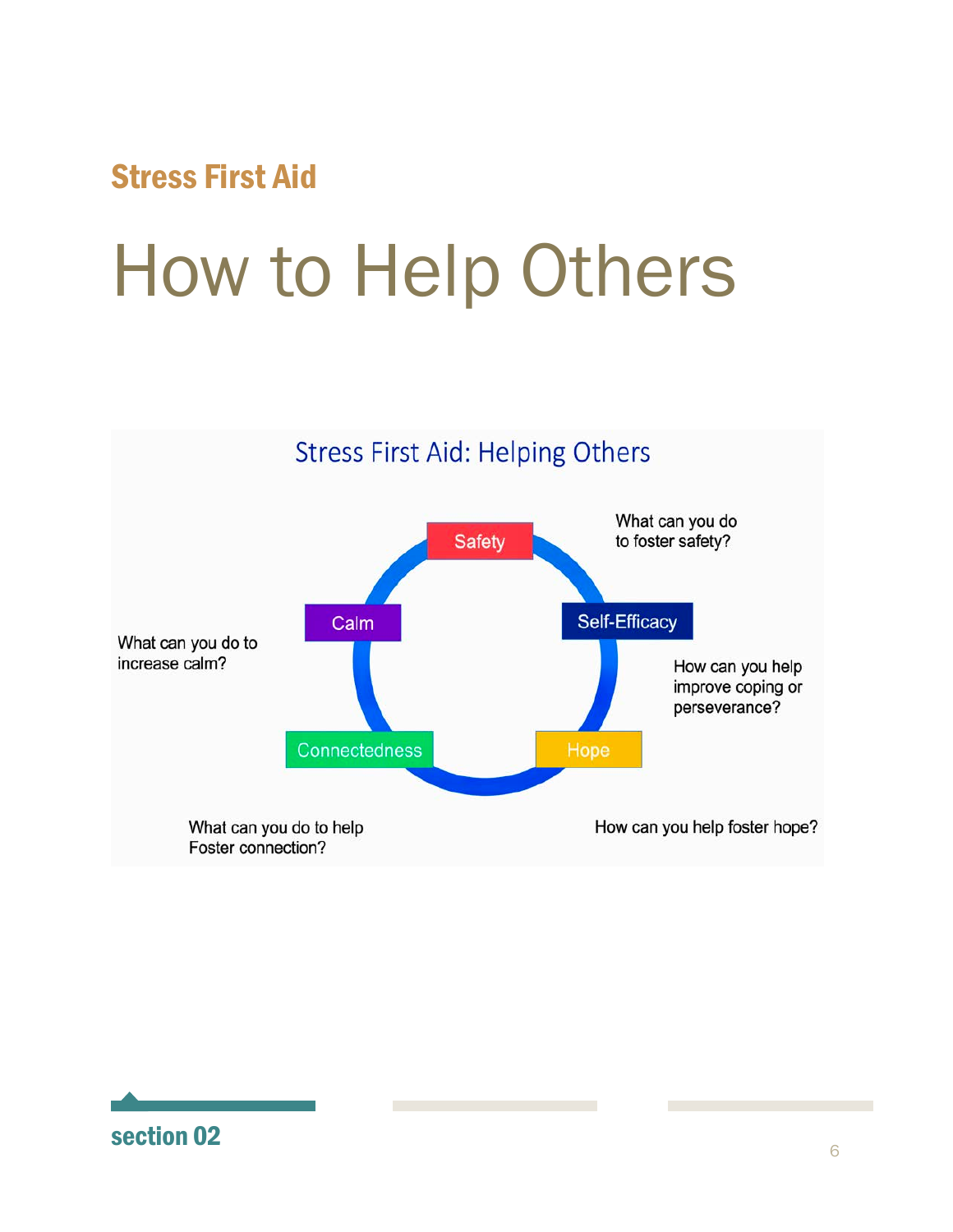**Stress First Aid**

# How to Help Others

## Stress First Aid: Helping Others

- **Safety** — What can you do to foster safety?
- **Self-Efficacy** — How can you help improve coping or perseverance?
- **Hope** — How can you help foster hope?
- **Connectedness** — What can you do to help Foster connection?
- **Calm** — What can you do to increase calm?

**section 02**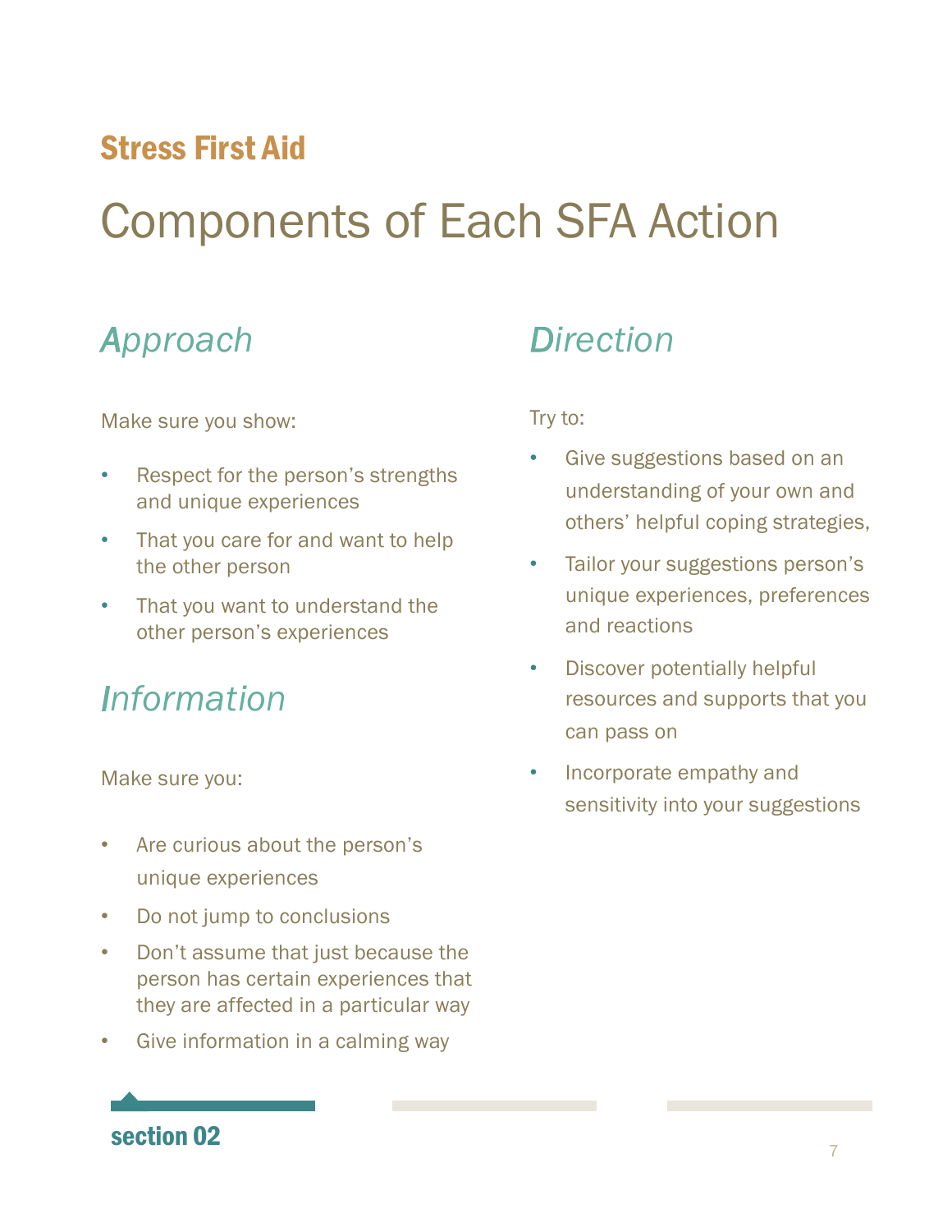Stress First Aid

# Components of Each SFA Action

## *Approach*

Make sure you show:

- Respect for the person's strengths and unique experiences
- That you care for and want to help the other person
- That you want to understand the other person's experiences

## *Information*

Make sure you:

- Are curious about the person's unique experiences
- Do not jump to conclusions
- Don't assume that just because the person has certain experiences that they are affected in a particular way
- Give information in a calming way

## *Direction*

Try to:

- Give suggestions based on an understanding of your own and others' helpful coping strategies,
- Tailor your suggestions person's unique experiences, preferences and reactions
- Discover potentially helpful resources and supports that you can pass on
- Incorporate empathy and sensitivity into your suggestions

section 02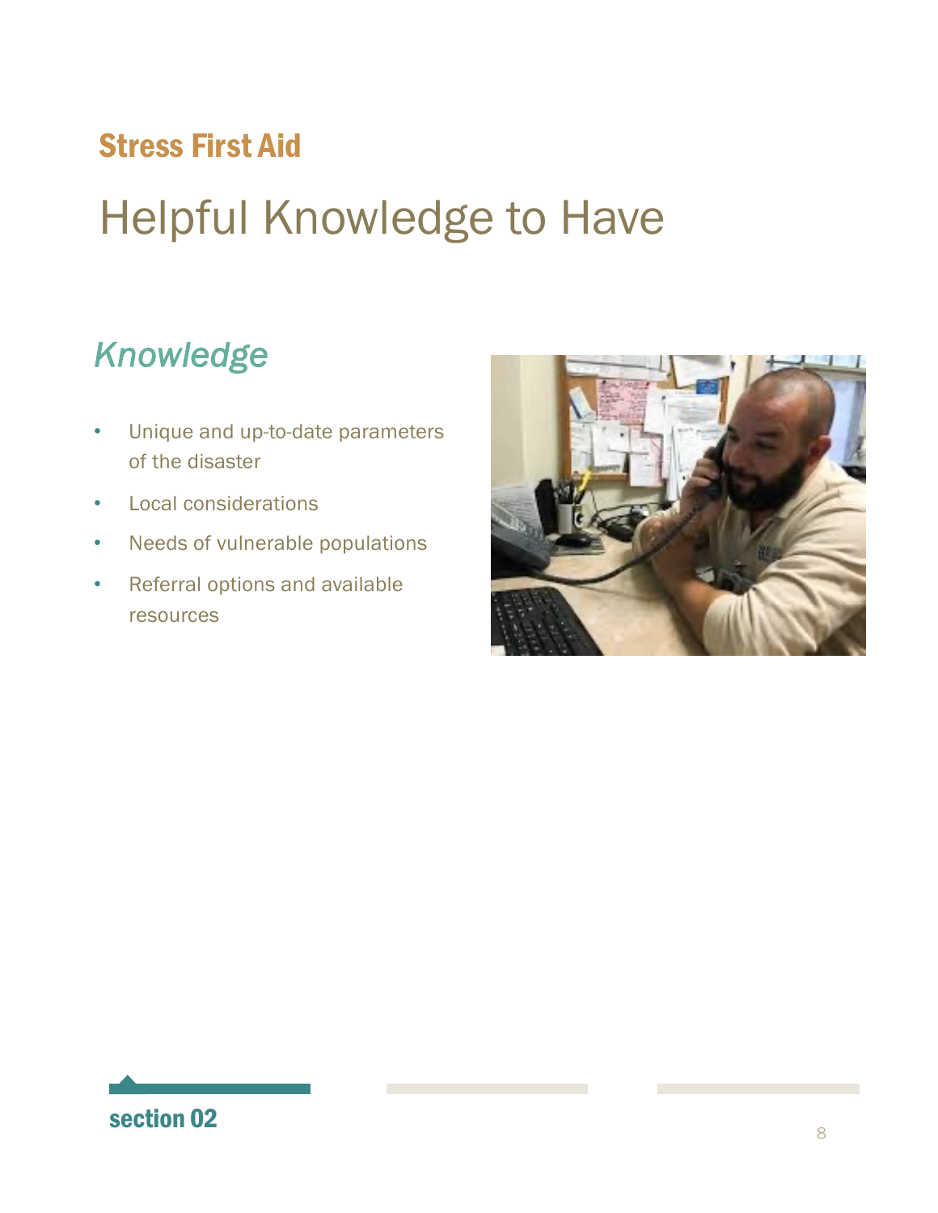Stress First Aid

# Helpful Knowledge to Have

## *Knowledge*

- Unique and up-to-date parameters of the disaster
- Local considerations
- Needs of vulnerable populations
- Referral options and available resources

section 02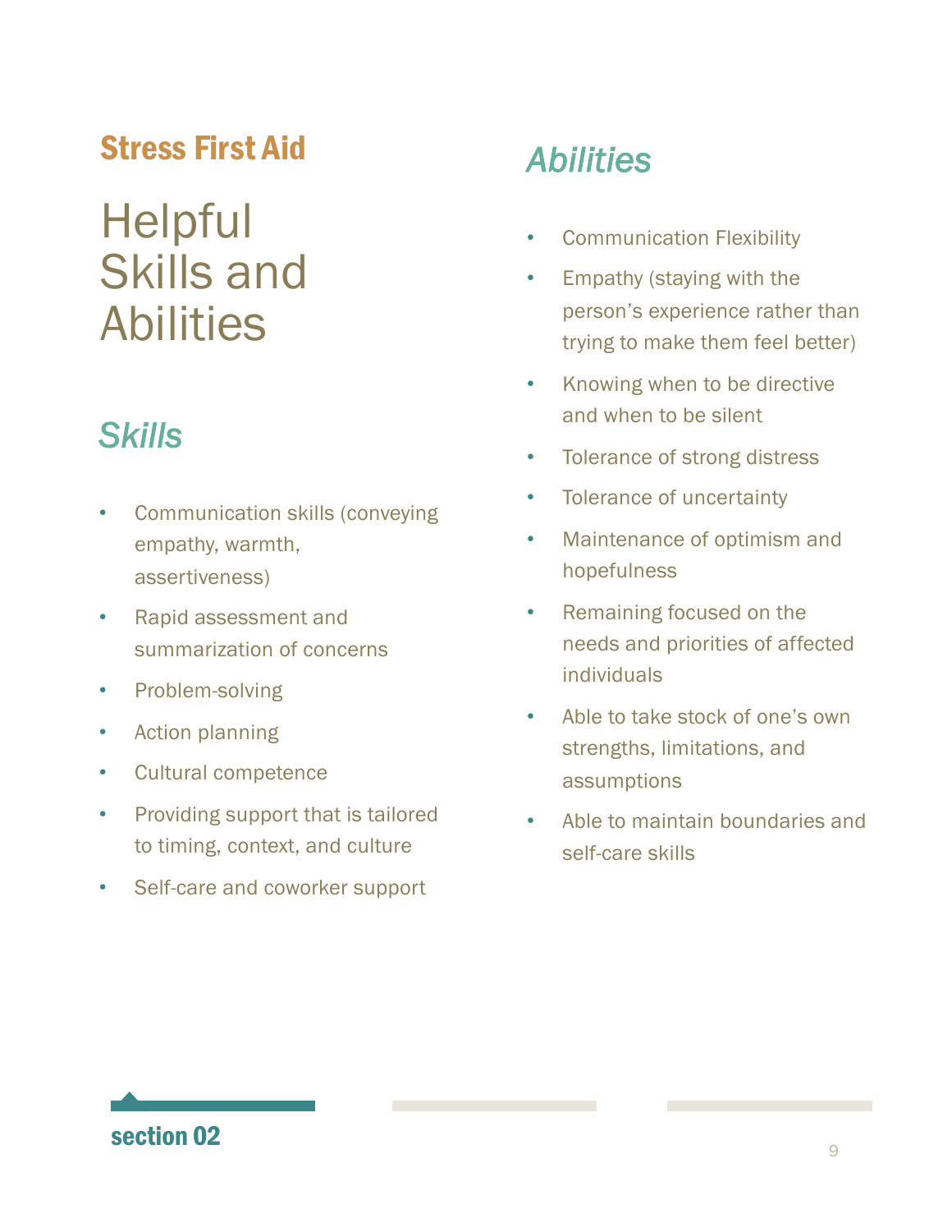**Stress First Aid**

# Helpful Skills and Abilities

## *Skills*

- Communication skills (conveying empathy, warmth, assertiveness)
- Rapid assessment and summarization of concerns
- Problem-solving
- Action planning
- Cultural competence
- Providing support that is tailored to timing, context, and culture
- Self-care and coworker support

## *Abilities*

- Communication Flexibility
- Empathy (staying with the person's experience rather than trying to make them feel better)
- Knowing when to be directive and when to be silent
- Tolerance of strong distress
- Tolerance of uncertainty
- Maintenance of optimism and hopefulness
- Remaining focused on the needs and priorities of affected individuals
- Able to take stock of one's own strengths, limitations, and assumptions
- Able to maintain boundaries and self-care skills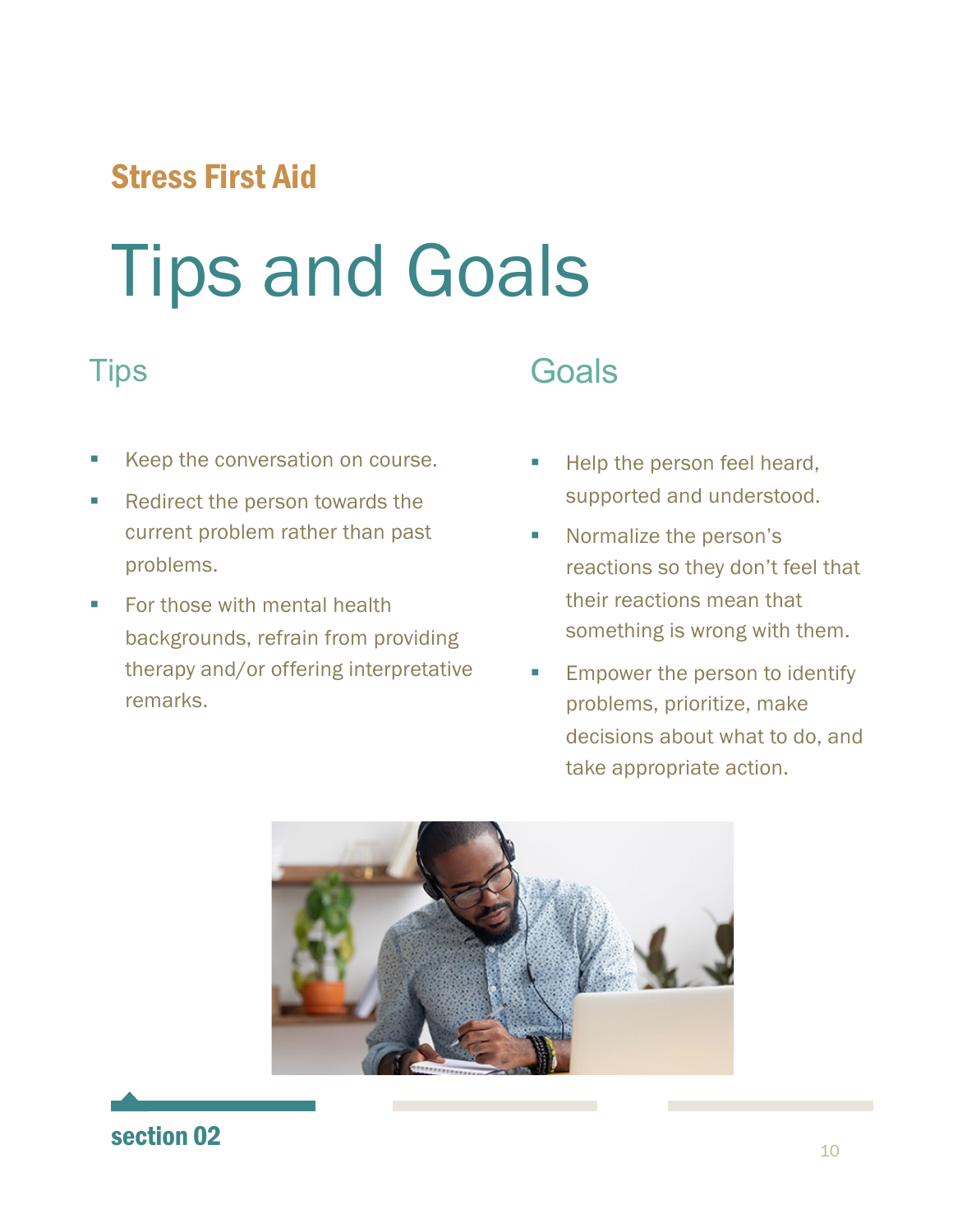Stress First Aid

# Tips and Goals

## Tips

- Keep the conversation on course.
- Redirect the person towards the current problem rather than past problems.
- For those with mental health backgrounds, refrain from providing therapy and/or offering interpretative remarks.

## Goals

- Help the person feel heard, supported and understood.
- Normalize the person's reactions so they don't feel that their reactions mean that something is wrong with them.
- Empower the person to identify problems, prioritize, make decisions about what to do, and take appropriate action.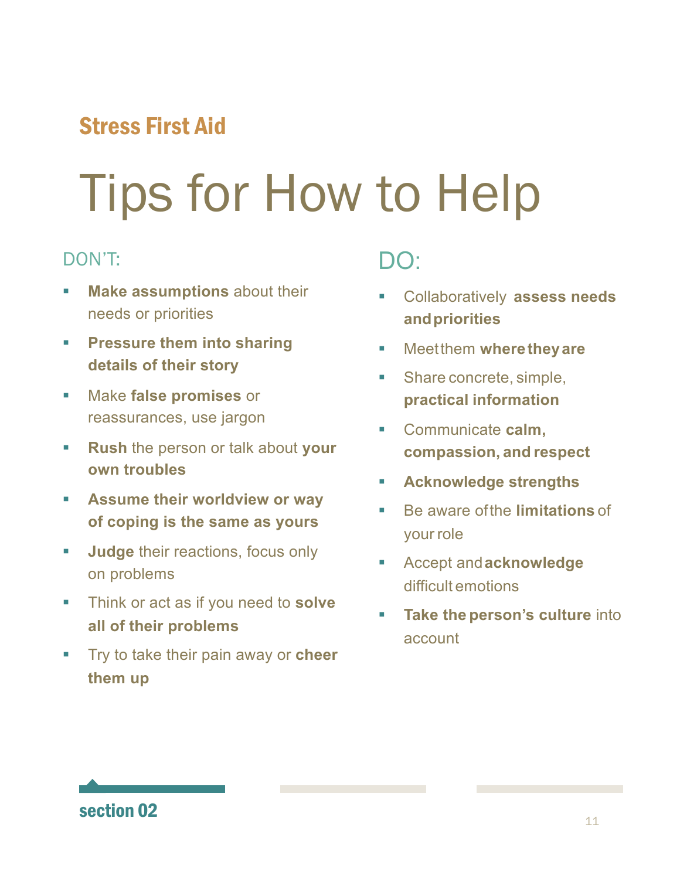**Stress First Aid**

# Tips for How to Help

## DON'T:

- **Make assumptions** about their needs or priorities
- **Pressure them into sharing details of their story**
- Make **false promises** or reassurances, use jargon
- **Rush** the person or talk about **your own troubles**
- **Assume their worldview or way of coping is the same as yours**
- **Judge** their reactions, focus only on problems
- Think or act as if you need to **solve all of their problems**
- Try to take their pain away or **cheer them up**

## DO:

- Collaboratively **assess needs and priorities**
- Meet them **where they are**
- Share concrete, simple, **practical information**
- Communicate **calm, compassion, and respect**
- **Acknowledge strengths**
- Be aware of the **limitations** of your role
- Accept and **acknowledge** difficult emotions
- **Take the person's culture** into account

section 02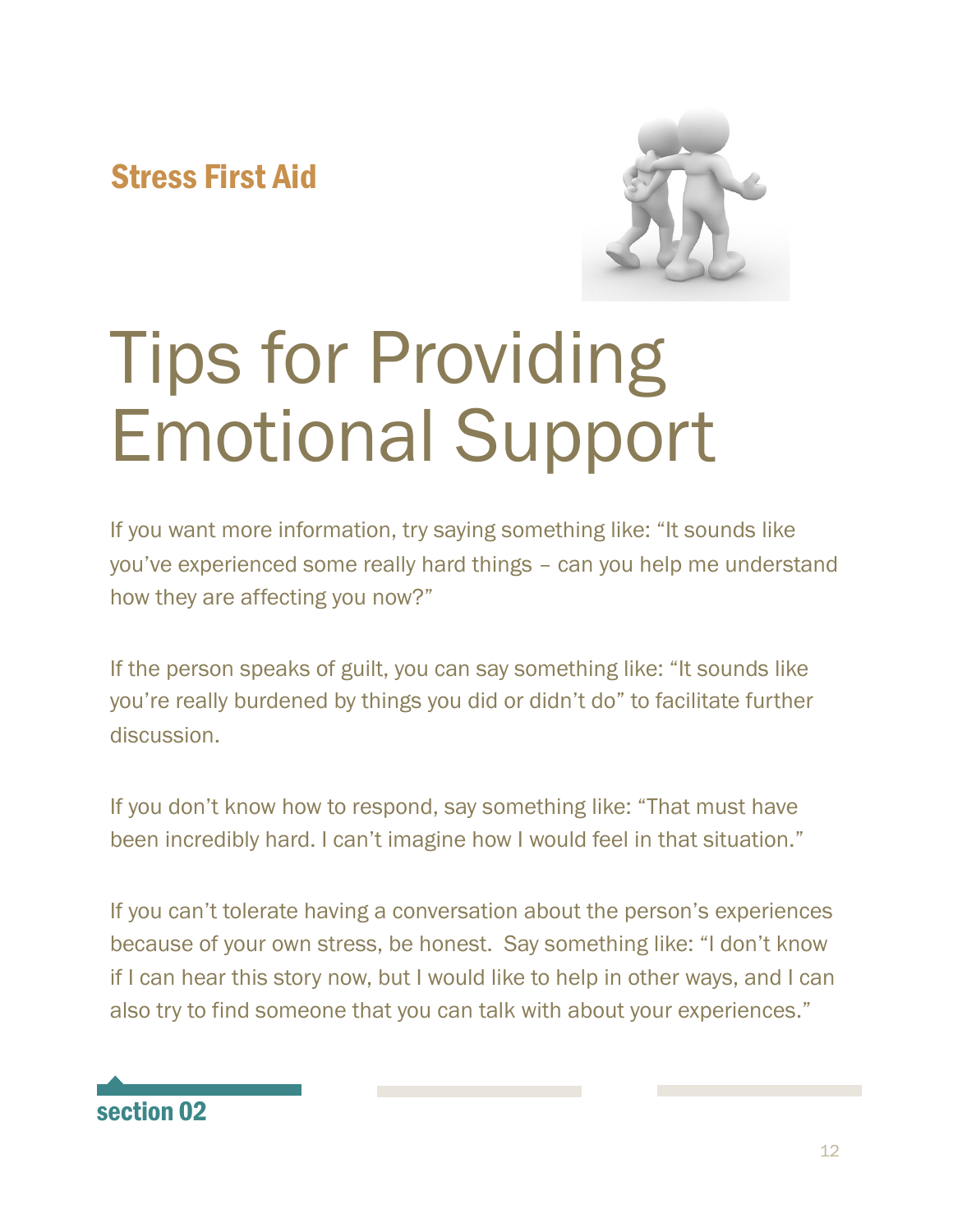Stress First Aid

# Tips for Providing Emotional Support

If you want more information, try saying something like: "It sounds like you've experienced some really hard things – can you help me understand how they are affecting you now?"

If the person speaks of guilt, you can say something like: "It sounds like you're really burdened by things you did or didn't do" to facilitate further discussion.

If you don't know how to respond, say something like: "That must have been incredibly hard. I can't imagine how I would feel in that situation."

If you can't tolerate having a conversation about the person's experiences because of your own stress, be honest. Say something like: "I don't know if I can hear this story now, but I would like to help in other ways, and I can also try to find someone that you can talk with about your experiences."

section 02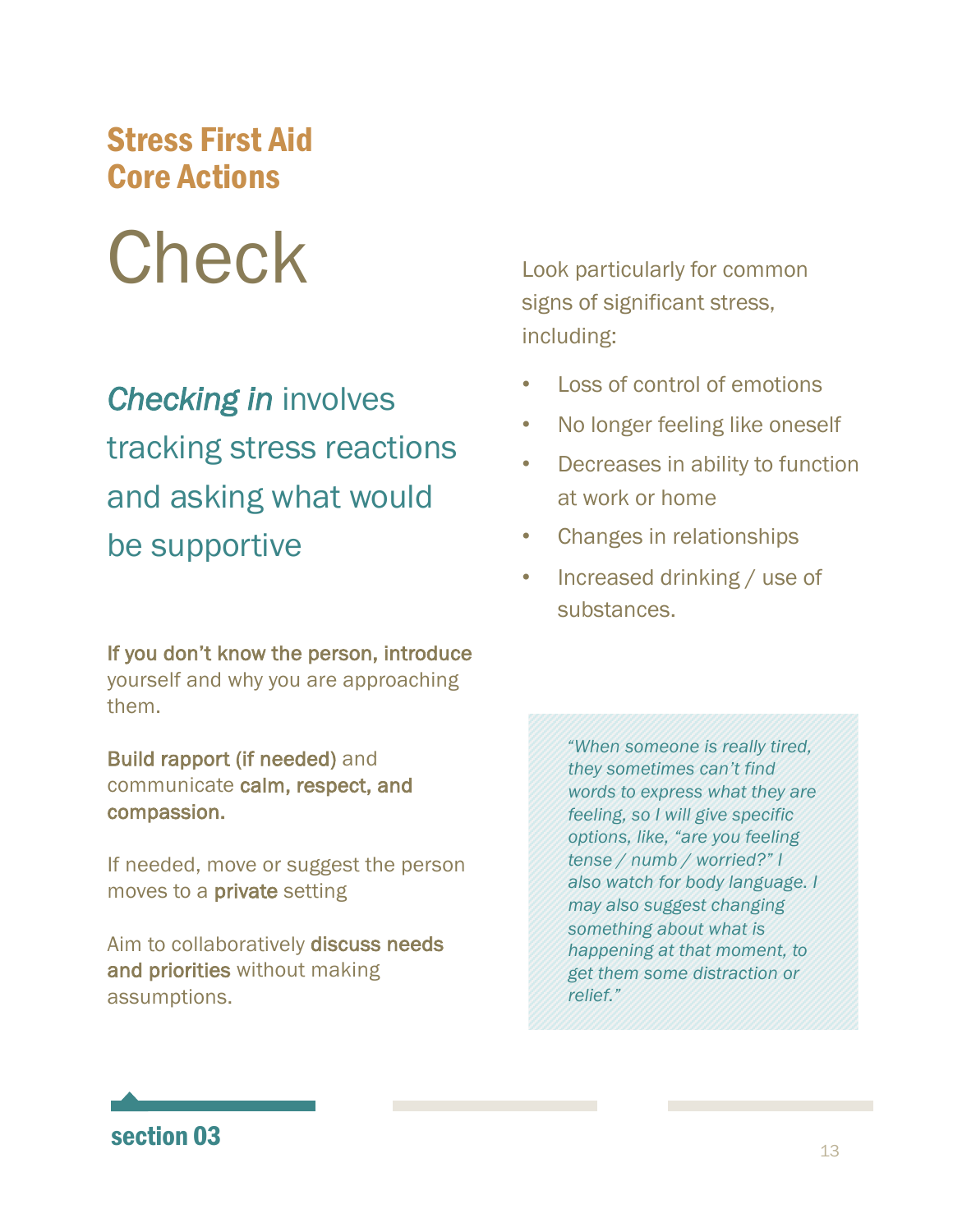## Stress First Aid Core Actions

# Check

*Checking in* involves tracking stress reactions and asking what would be supportive

**If you don't know the person, introduce** yourself and why you are approaching them.

**Build rapport (if needed)** and communicate **calm, respect, and compassion.**

If needed, move or suggest the person moves to a **private** setting

Aim to collaboratively **discuss needs and priorities** without making assumptions.

Look particularly for common signs of significant stress, including:

- Loss of control of emotions
- No longer feeling like oneself
- Decreases in ability to function at work or home
- Changes in relationships
- Increased drinking / use of substances.

> *"When someone is really tired, they sometimes can't find words to express what they are feeling, so I will give specific options, like, "are you feeling tense / numb / worried?" I also watch for body language. I may also suggest changing something about what is happening at that moment, to get them some distraction or relief."*

section 03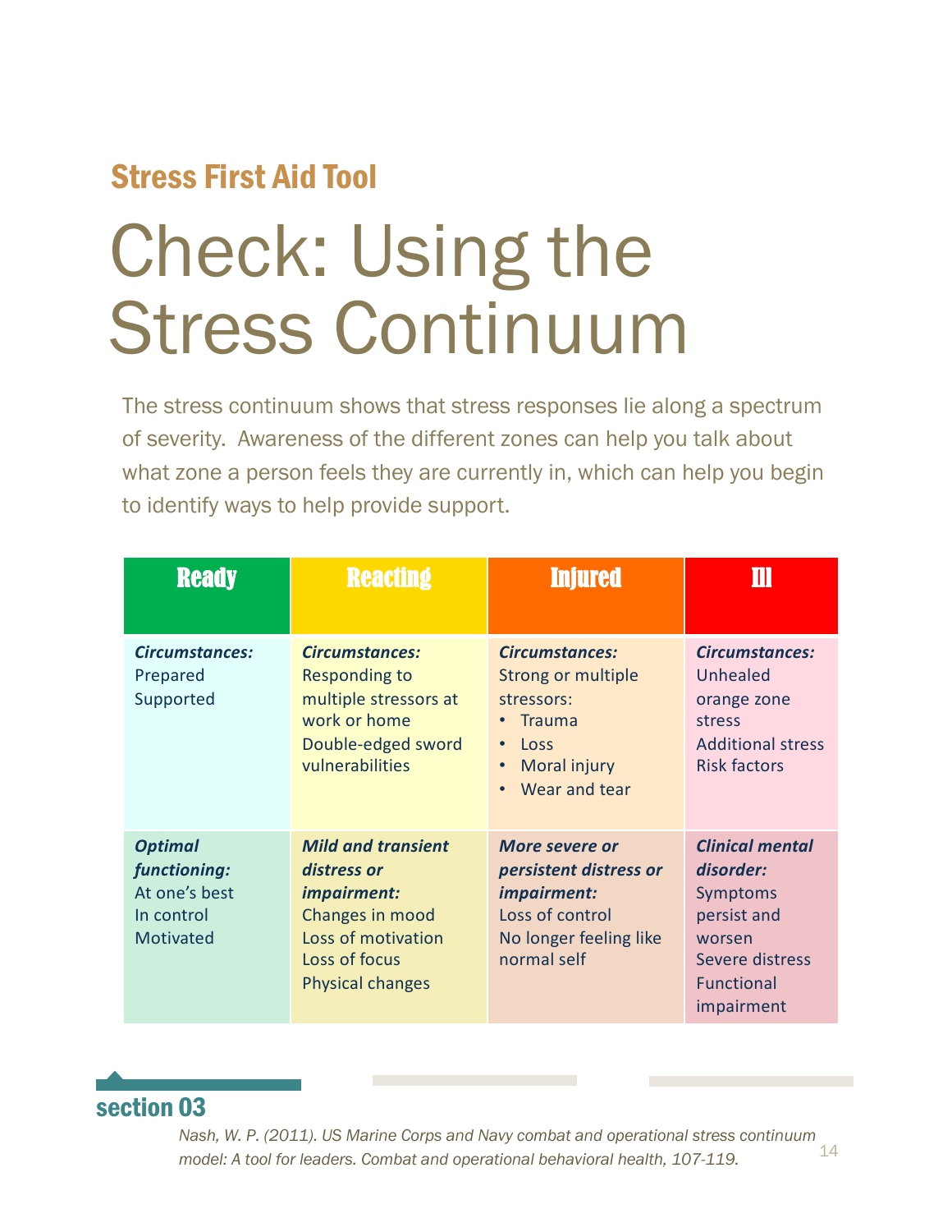## Stress First Aid Tool

# Check: Using the Stress Continuum

The stress continuum shows that stress responses lie along a spectrum of severity. Awareness of the different zones can help you talk about what zone a person feels they are currently in, which can help you begin to identify ways to help provide support.

| Ready | Reacting | Injured | Ill |
|---|---|---|---|
| ***Circumstances:***<br>Prepared<br>Supported | ***Circumstances:***<br>Responding to multiple stressors at work or home<br>Double-edged sword vulnerabilities | ***Circumstances:***<br>Strong or multiple stressors:<br>• Trauma<br>• Loss<br>• Moral injury<br>• Wear and tear | ***Circumstances:***<br>Unhealed orange zone stress<br>Additional stress<br>Risk factors |
| ***Optimal functioning:***<br>At one's best<br>In control<br>Motivated | ***Mild and transient distress or impairment:***<br>Changes in mood<br>Loss of motivation<br>Loss of focus<br>Physical changes | ***More severe or persistent distress or impairment:***<br>Loss of control<br>No longer feeling like normal self | ***Clinical mental disorder:***<br>Symptoms persist and worsen<br>Severe distress<br>Functional impairment |

section 03

*Nash, W. P. (2011). US Marine Corps and Navy combat and operational stress continuum model: A tool for leaders. Combat and operational behavioral health, 107-119.*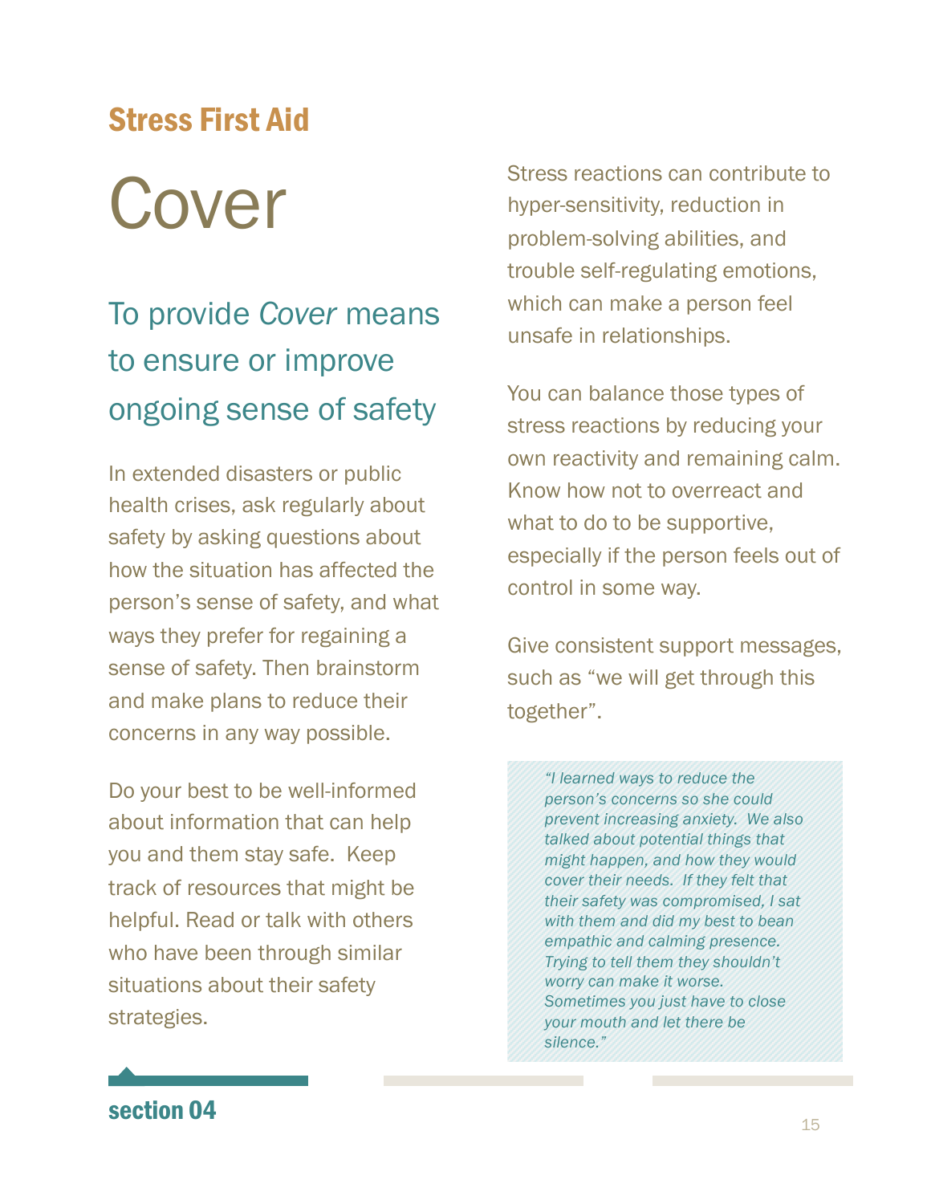**Stress First Aid**

# Cover

## To provide *Cover* means to ensure or improve ongoing sense of safety

In extended disasters or public health crises, ask regularly about safety by asking questions about how the situation has affected the person's sense of safety, and what ways they prefer for regaining a sense of safety. Then brainstorm and make plans to reduce their concerns in any way possible.

Do your best to be well-informed about information that can help you and them stay safe. Keep track of resources that might be helpful. Read or talk with others who have been through similar situations about their safety strategies.

Stress reactions can contribute to hyper-sensitivity, reduction in problem-solving abilities, and trouble self-regulating emotions, which can make a person feel unsafe in relationships.

You can balance those types of stress reactions by reducing your own reactivity and remaining calm. Know how not to overreact and what to do to be supportive, especially if the person feels out of control in some way.

Give consistent support messages, such as "we will get through this together".

> *"I learned ways to reduce the person's concerns so she could prevent increasing anxiety. We also talked about potential things that might happen, and how they would cover their needs. If they felt that their safety was compromised, I sat with them and did my best to bean empathic and calming presence. Trying to tell them they shouldn't worry can make it worse. Sometimes you just have to close your mouth and let there be silence."*

**section 04**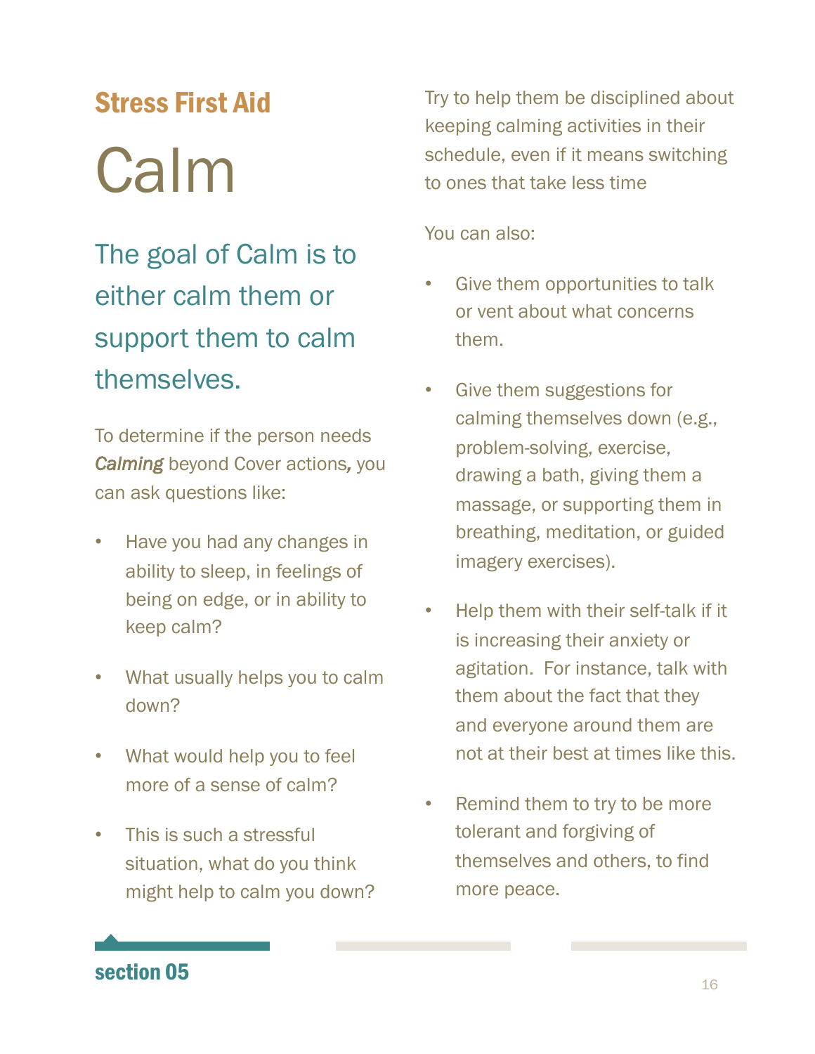Stress First Aid

# Calm

## The goal of Calm is to either calm them or support them to calm themselves.

To determine if the person needs ***Calming*** beyond Cover actions***,*** you can ask questions like:

- Have you had any changes in ability to sleep, in feelings of being on edge, or in ability to keep calm?
- What usually helps you to calm down?
- What would help you to feel more of a sense of calm?
- This is such a stressful situation, what do you think might help to calm you down?

Try to help them be disciplined about keeping calming activities in their schedule, even if it means switching to ones that take less time

You can also:

- Give them opportunities to talk or vent about what concerns them.
- Give them suggestions for calming themselves down (e.g., problem-solving, exercise, drawing a bath, giving them a massage, or supporting them in breathing, meditation, or guided imagery exercises).
- Help them with their self-talk if it is increasing their anxiety or agitation. For instance, talk with them about the fact that they and everyone around them are not at their best at times like this.
- Remind them to try to be more tolerant and forgiving of themselves and others, to find more peace.

section 05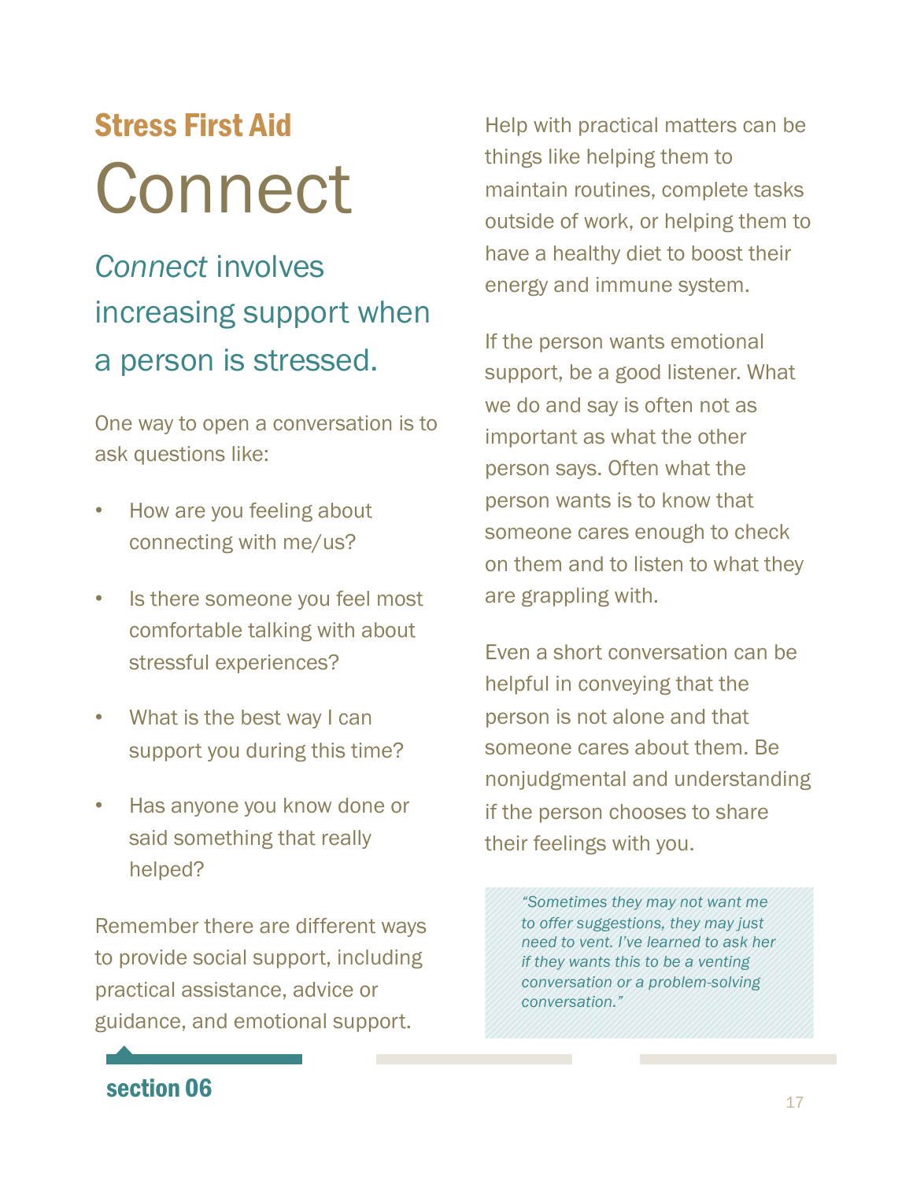## Stress First Aid

# Connect

## *Connect* involves increasing support when a person is stressed.

One way to open a conversation is to ask questions like:

- How are you feeling about connecting with me/us?
- Is there someone you feel most comfortable talking with about stressful experiences?
- What is the best way I can support you during this time?
- Has anyone you know done or said something that really helped?

Remember there are different ways to provide social support, including practical assistance, advice or guidance, and emotional support.

Help with practical matters can be things like helping them to maintain routines, complete tasks outside of work, or helping them to have a healthy diet to boost their energy and immune system.

If the person wants emotional support, be a good listener. What we do and say is often not as important as what the other person says. Often what the person wants is to know that someone cares enough to check on them and to listen to what they are grappling with.

Even a short conversation can be helpful in conveying that the person is not alone and that someone cares about them. Be nonjudgmental and understanding if the person chooses to share their feelings with you.

> *"Sometimes they may not want me to offer suggestions, they may just need to vent. I've learned to ask her if they wants this to be a venting conversation or a problem-solving conversation."*

**section 06**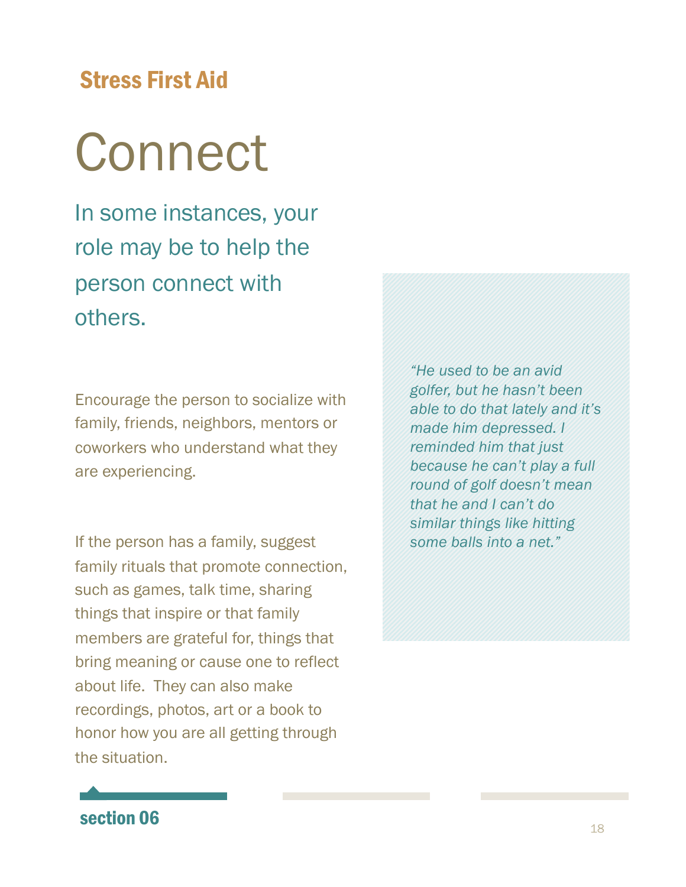Stress First Aid

# Connect

## In some instances, your role may be to help the person connect with others.

Encourage the person to socialize with family, friends, neighbors, mentors or coworkers who understand what they are experiencing.

If the person has a family, suggest family rituals that promote connection, such as games, talk time, sharing things that inspire or that family members are grateful for, things that bring meaning or cause one to reflect about life. They can also make recordings, photos, art or a book to honor how you are all getting through the situation.

*"He used to be an avid golfer, but he hasn't been able to do that lately and it's made him depressed. I reminded him that just because he can't play a full round of golf doesn't mean that he and I can't do similar things like hitting some balls into a net."*

section 06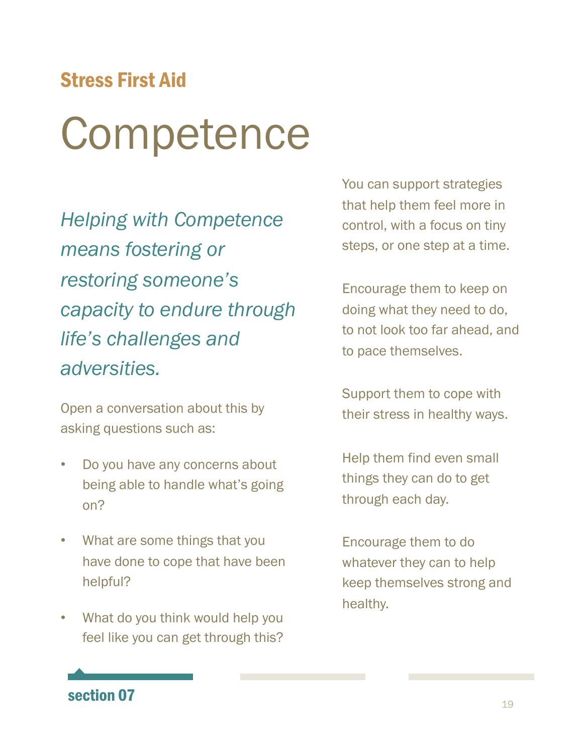Stress First Aid

# Competence

*Helping with Competence means fostering or restoring someone's capacity to endure through life's challenges and adversities.*

Open a conversation about this by asking questions such as:

- Do you have any concerns about being able to handle what's going on?
- What are some things that you have done to cope that have been helpful?
- What do you think would help you feel like you can get through this?

You can support strategies that help them feel more in control, with a focus on tiny steps, or one step at a time.

Encourage them to keep on doing what they need to do, to not look too far ahead, and to pace themselves.

Support them to cope with their stress in healthy ways.

Help them find even small things they can do to get through each day.

Encourage them to do whatever they can to help keep themselves strong and healthy.

section 07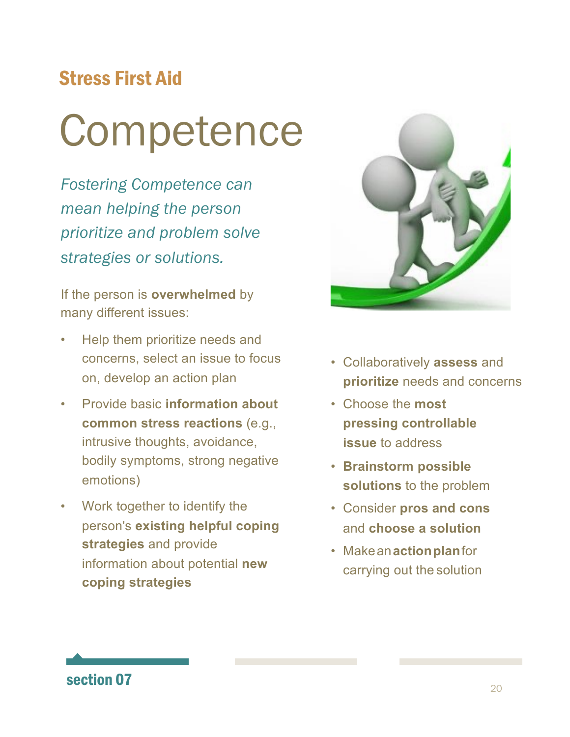Stress First Aid

# Competence

*Fostering Competence can mean helping the person prioritize and problem solve strategies or solutions.*

If the person is **overwhelmed** by many different issues:

- Help them prioritize needs and concerns, select an issue to focus on, develop an action plan
- Provide basic **information about common stress reactions** (e.g., intrusive thoughts, avoidance, bodily symptoms, strong negative emotions)
- Work together to identify the person's **existing helpful coping strategies** and provide information about potential **new coping strategies**

- Collaboratively **assess** and **prioritize** needs and concerns
- Choose the **most pressing controllable issue** to address
- **Brainstorm possible solutions** to the problem
- Consider **pros and cons** and **choose a solution**
- Make an **action plan** for carrying out the solution

section 07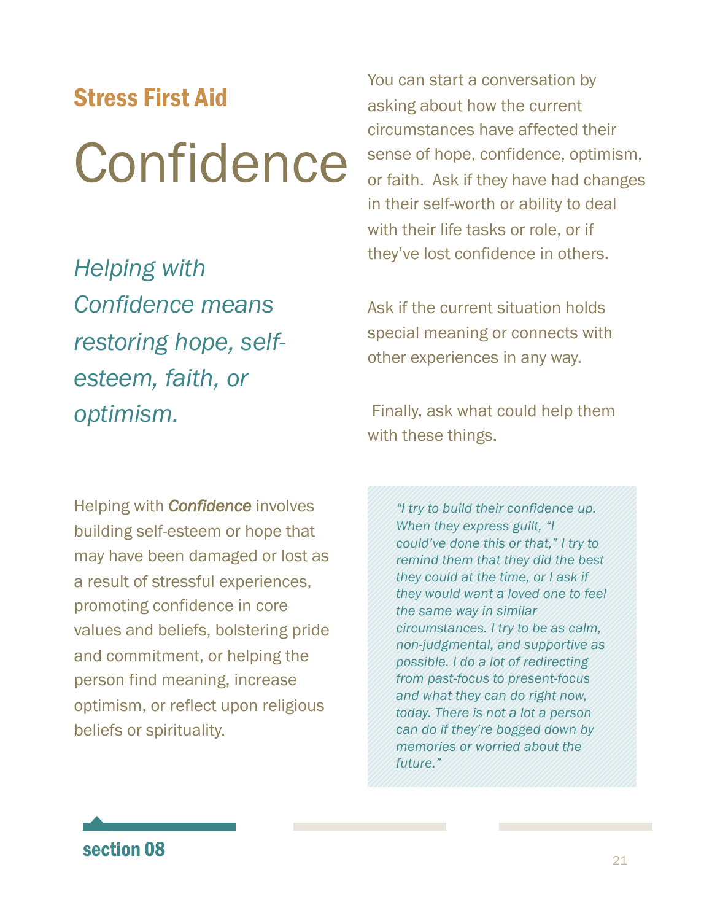## Stress First Aid

# Confidence

*Helping with Confidence means restoring hope, self-esteem, faith, or optimism.*

You can start a conversation by asking about how the current circumstances have affected their sense of hope, confidence, optimism, or faith. Ask if they have had changes in their self-worth or ability to deal with their life tasks or role, or if they've lost confidence in others.

Ask if the current situation holds special meaning or connects with other experiences in any way.

Finally, ask what could help them with these things.

Helping with ***Confidence*** involves building self-esteem or hope that may have been damaged or lost as a result of stressful experiences, promoting confidence in core values and beliefs, bolstering pride and commitment, or helping the person find meaning, increase optimism, or reflect upon religious beliefs or spirituality.

> *"I try to build their confidence up. When they express guilt, "I could've done this or that," I try to remind them that they did the best they could at the time, or I ask if they would want a loved one to feel the same way in similar circumstances. I try to be as calm, non-judgmental, and supportive as possible. I do a lot of redirecting from past-focus to present-focus and what they can do right now, today. There is not a lot a person can do if they're bogged down by memories or worried about the future."*

**section 08**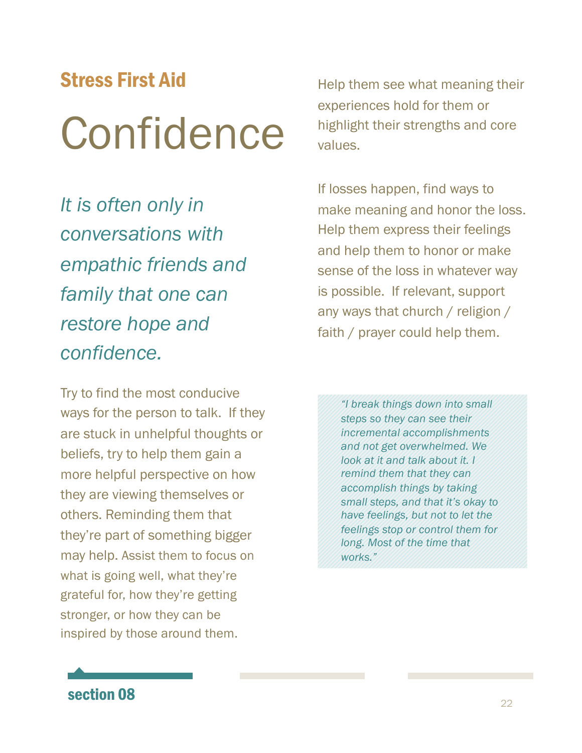## Stress First Aid

# Confidence

*It is often only in conversations with empathic friends and family that one can restore hope and confidence.*

Try to find the most conducive ways for the person to talk. If they are stuck in unhelpful thoughts or beliefs, try to help them gain a more helpful perspective on how they are viewing themselves or others. Reminding them that they're part of something bigger may help. Assist them to focus on what is going well, what they're grateful for, how they're getting stronger, or how they can be inspired by those around them.

Help them see what meaning their experiences hold for them or highlight their strengths and core values.

If losses happen, find ways to make meaning and honor the loss. Help them express their feelings and help them to honor or make sense of the loss in whatever way is possible. If relevant, support any ways that church / religion / faith / prayer could help them.

> *"I break things down into small steps so they can see their incremental accomplishments and not get overwhelmed. We look at it and talk about it. I remind them that they can accomplish things by taking small steps, and that it's okay to have feelings, but not to let the feelings stop or control them for long. Most of the time that works."*

**section 08**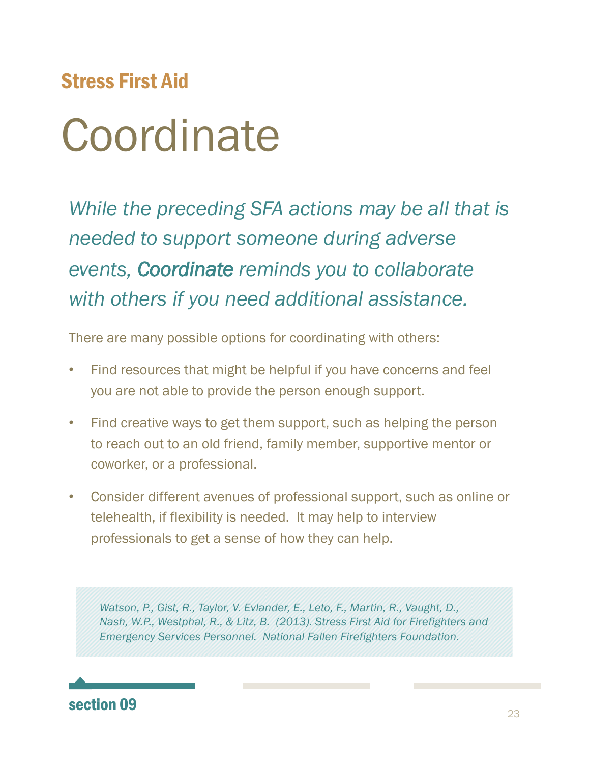**Stress First Aid**

# Coordinate

*While the preceding SFA actions may be all that is needed to support someone during adverse events,* Coordinate *reminds you to collaborate with others if you need additional assistance.*

There are many possible options for coordinating with others:

- Find resources that might be helpful if you have concerns and feel you are not able to provide the person enough support.
- Find creative ways to get them support, such as helping the person to reach out to an old friend, family member, supportive mentor or coworker, or a professional.
- Consider different avenues of professional support, such as online or telehealth, if flexibility is needed. It may help to interview professionals to get a sense of how they can help.

*Watson, P., Gist, R., Taylor, V. Evlander, E., Leto, F., Martin, R., Vaught, D., Nash, W.P., Westphal, R., & Litz, B. (2013). Stress First Aid for Firefighters and Emergency Services Personnel. National Fallen Firefighters Foundation.*

**section 09**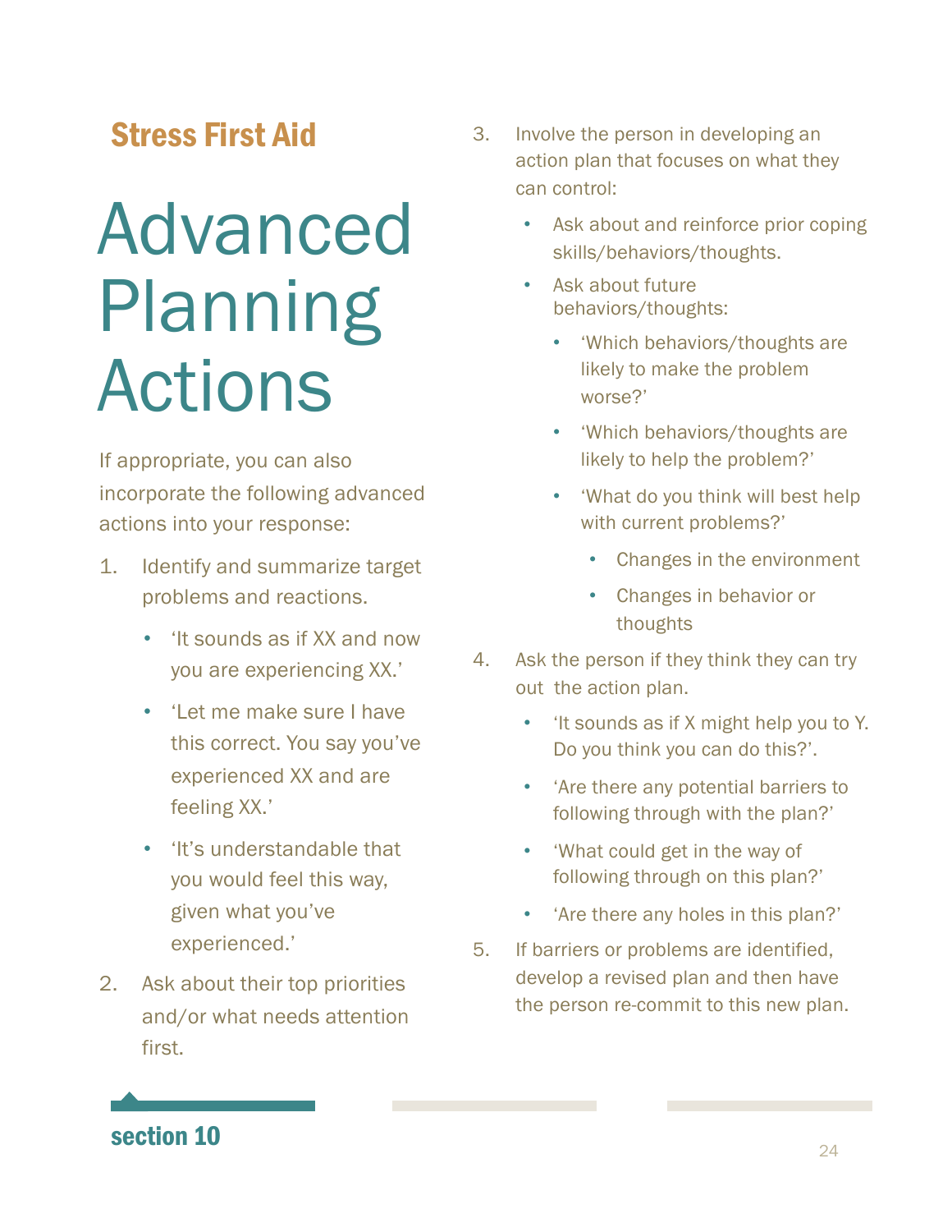**Stress First Aid**

# Advanced Planning Actions

If appropriate, you can also incorporate the following advanced actions into your response:

1. Identify and summarize target problems and reactions.
    - 'It sounds as if XX and now you are experiencing XX.'
    - 'Let me make sure I have this correct. You say you've experienced XX and are feeling XX.'
    - 'It's understandable that you would feel this way, given what you've experienced.'
2. Ask about their top priorities and/or what needs attention first.
3. Involve the person in developing an action plan that focuses on what they can control:
    - Ask about and reinforce prior coping skills/behaviors/thoughts.
    - Ask about future behaviors/thoughts:
        - 'Which behaviors/thoughts are likely to make the problem worse?'
        - 'Which behaviors/thoughts are likely to help the problem?'
        - 'What do you think will best help with current problems?'
            - Changes in the environment
            - Changes in behavior or thoughts
4. Ask the person if they think they can try out the action plan.
    - 'It sounds as if X might help you to Y. Do you think you can do this?'.
    - 'Are there any potential barriers to following through with the plan?'
    - 'What could get in the way of following through on this plan?'
    - 'Are there any holes in this plan?'
5. If barriers or problems are identified, develop a revised plan and then have the person re-commit to this new plan.

**section 10**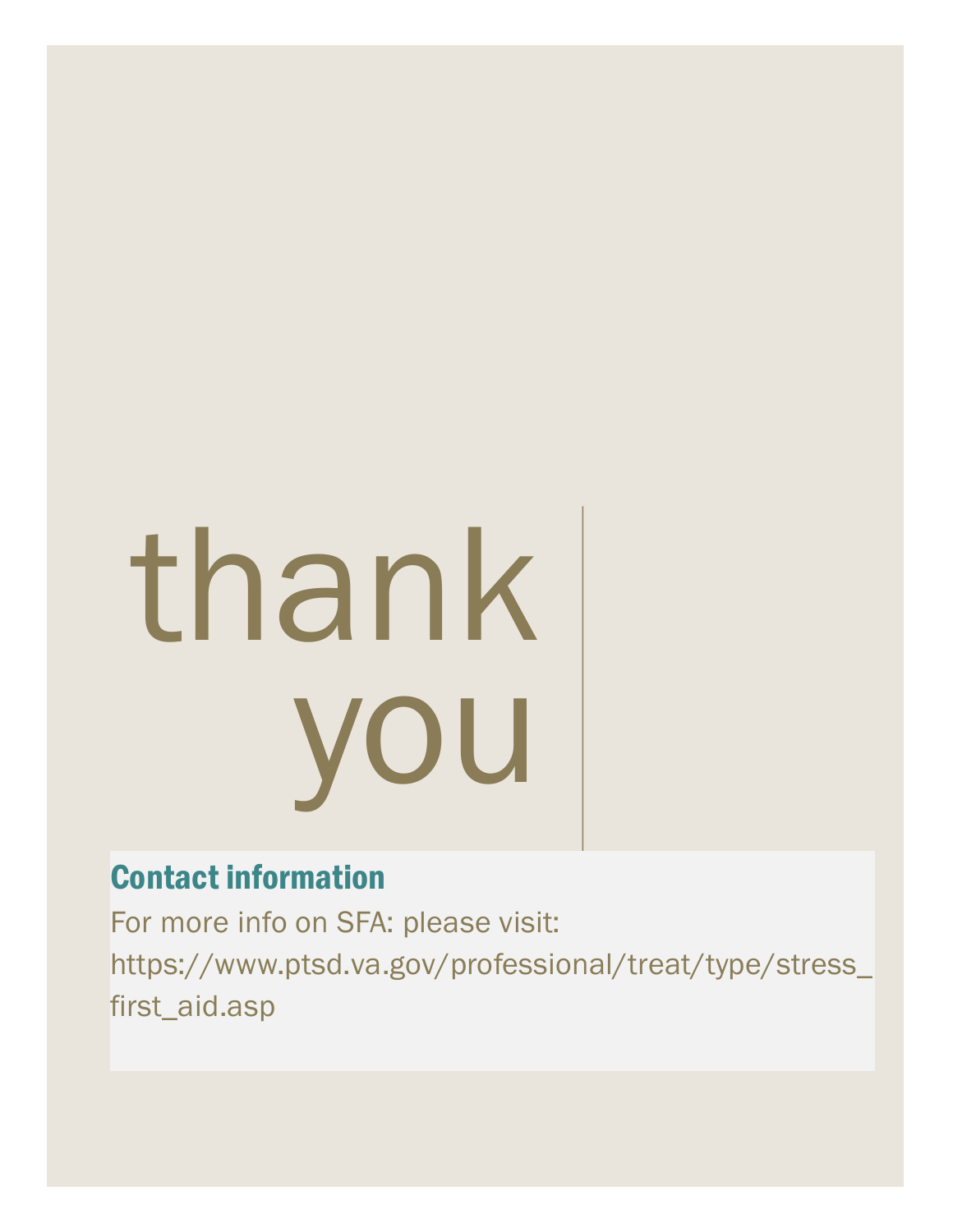# thank you

## Contact information

For more info on SFA: please visit: https://www.ptsd.va.gov/professional/treat/type/stress_first_aid.asp